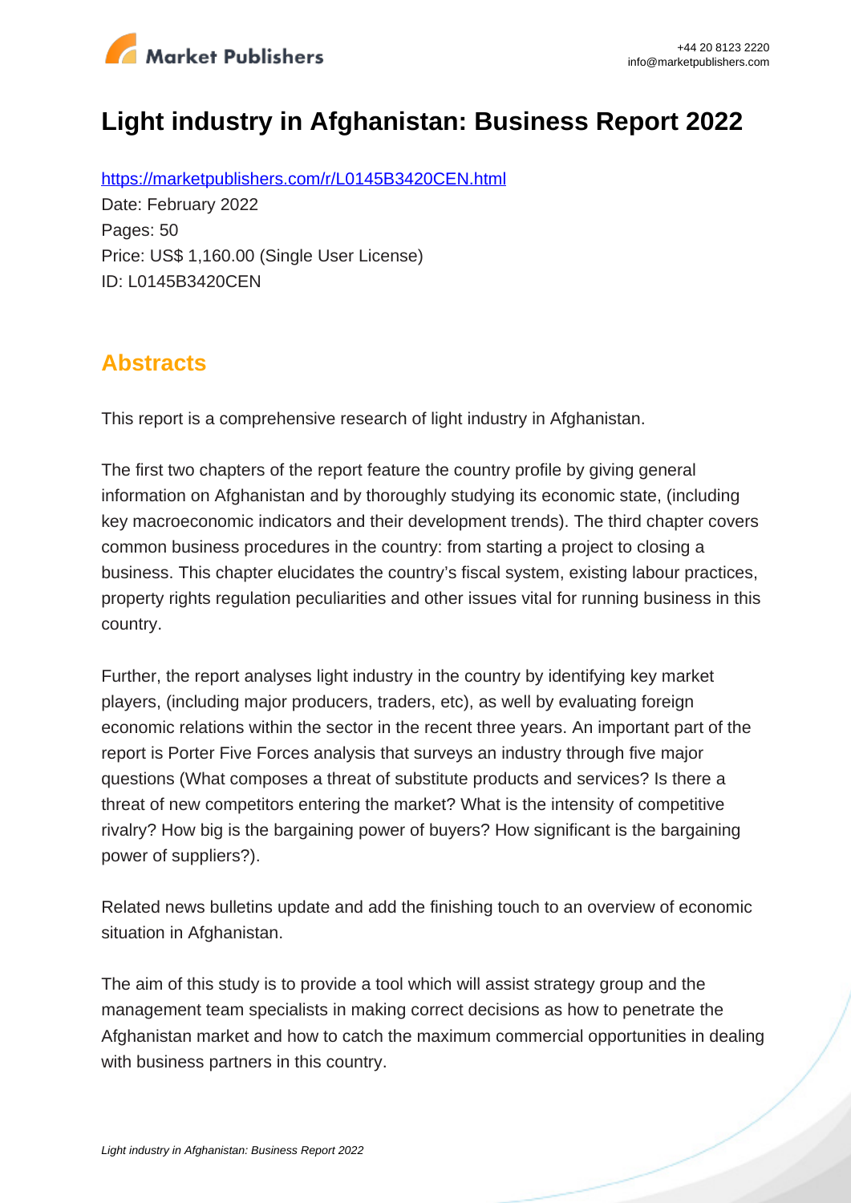# Light industry in Afghanistan: Business Report 2022

https://marketpublishers.com/r/L0145B3420CEN.html

Date: February 2022

Pages: 50

Price: US$ 1,160.00 (Single User License)

ID: L0145B3420CEN

## Abstracts

This report is a comprehensive research of light industry in Afghanistan.

The first two chapters of the report feature the country profile by giving general information on Afghanistan and by thoroughly studying its economic state, (including key macroeconomic indicators and their development trends). The third chapter covers common business procedures in the country: from starting a project to closing a business. This chapter elucidates the country's fiscal system, existing labour practices, property rights regulation peculiarities and other issues vital for running business in this country.

Further, the report analyses light industry in the country by identifying key market players, (including major producers, traders, etc), as well by evaluating foreign economic relations within the sector in the recent three years. An important part of the report is Porter Five Forces analysis that surveys an industry through five major questions (What composes a threat of substitute products and services? Is there a threat of new competitors entering the market? What is the intensity of competitive rivalry? How big is the bargaining power of buyers? How significant is the bargaining power of suppliers?).

Related news bulletins update and add the finishing touch to an overview of economic situation in Afghanistan.

The aim of this study is to provide a tool which will assist strategy group and the management team specialists in making correct decisions as how to penetrate the Afghanistan market and how to catch the maximum commercial opportunities in dealing with business partners in this country.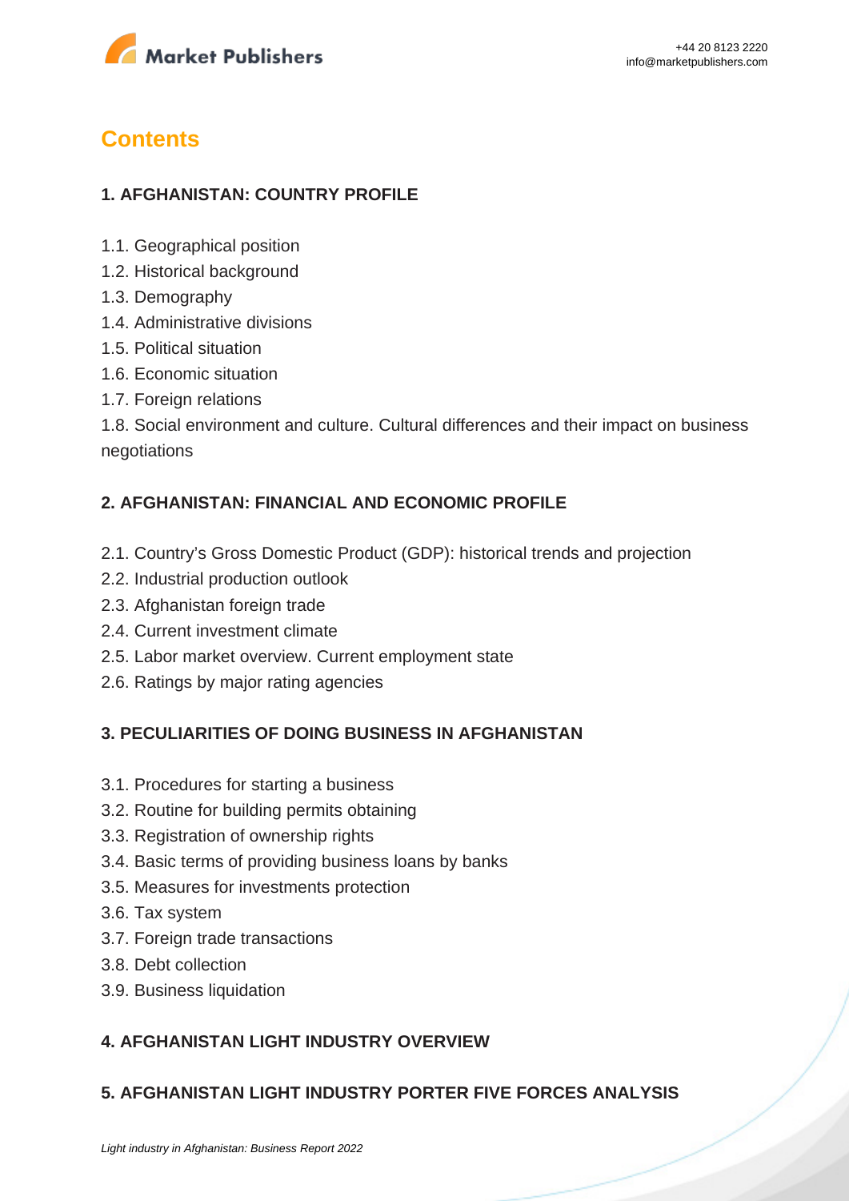## Contents

### 1. AFGHANISTAN: COUNTRY PROFILE

1.1. Geographical position
1.2. Historical background
1.3. Demography
1.4. Administrative divisions
1.5. Political situation
1.6. Economic situation
1.7. Foreign relations
1.8. Social environment and culture. Cultural differences and their impact on business negotiations

### 2. AFGHANISTAN: FINANCIAL AND ECONOMIC PROFILE

2.1. Country's Gross Domestic Product (GDP): historical trends and projection
2.2. Industrial production outlook
2.3. Afghanistan foreign trade
2.4. Current investment climate
2.5. Labor market overview. Current employment state
2.6. Ratings by major rating agencies

### 3. PECULIARITIES OF DOING BUSINESS IN AFGHANISTAN

3.1. Procedures for starting a business
3.2. Routine for building permits obtaining
3.3. Registration of ownership rights
3.4. Basic terms of providing business loans by banks
3.5. Measures for investments protection
3.6. Tax system
3.7. Foreign trade transactions
3.8. Debt collection
3.9. Business liquidation

### 4. AFGHANISTAN LIGHT INDUSTRY OVERVIEW

### 5. AFGHANISTAN LIGHT INDUSTRY PORTER FIVE FORCES ANALYSIS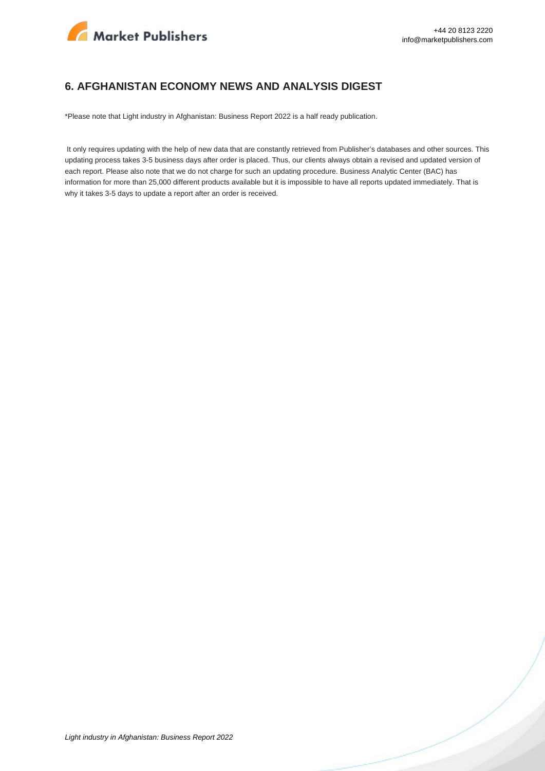## 6. AFGHANISTAN ECONOMY NEWS AND ANALYSIS DIGEST

*Please note that Light industry in Afghanistan: Business Report 2022 is a half ready publication.

It only requires updating with the help of new data that are constantly retrieved from Publisher's databases and other sources. This updating process takes 3-5 business days after order is placed. Thus, our clients always obtain a revised and updated version of each report. Please also note that we do not charge for such an updating procedure. Business Analytic Center (BAC) has information for more than 25,000 different products available but it is impossible to have all reports updated immediately. That is why it takes 3-5 days to update a report after an order is received.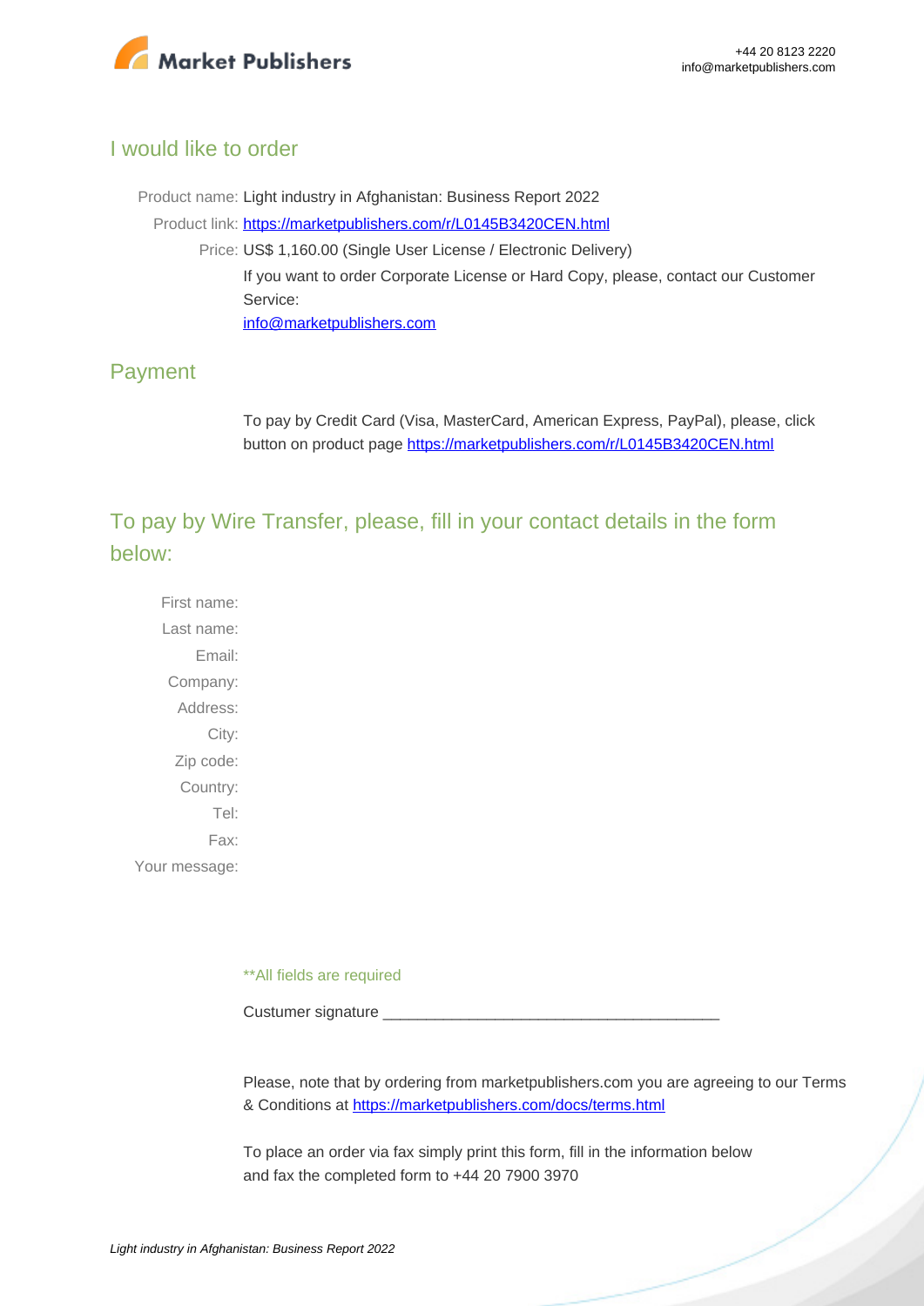## I would like to order

Product name: Light industry in Afghanistan: Business Report 2022

Product link: [https://marketpublishers.com/r/L0145B3420CEN.html](https://marketpublishers.com/r/L0145B3420CEN.html)

Price: US$ 1,160.00 (Single User License / Electronic Delivery)

If you want to order Corporate License or Hard Copy, please, contact our Customer Service:

[info@marketpublishers.com](mailto:info@marketpublishers.com)

## Payment

To pay by Credit Card (Visa, MasterCard, American Express, PayPal), please, click button on product page [https://marketpublishers.com/r/L0145B3420CEN.html](https://marketpublishers.com/r/L0145B3420CEN.html)

## To pay by Wire Transfer, please, fill in your contact details in the form below:

First name:

Last name:

Email:

Company:

Address:

City:

Zip code:

Country:

Tel:

Fax:

Your message:

**All fields are required

Custumer signature _______________________________________

Please, note that by ordering from marketpublishers.com you are agreeing to our Terms & Conditions at [https://marketpublishers.com/docs/terms.html](https://marketpublishers.com/docs/terms.html)

To place an order via fax simply print this form, fill in the information below and fax the completed form to +44 20 7900 3970